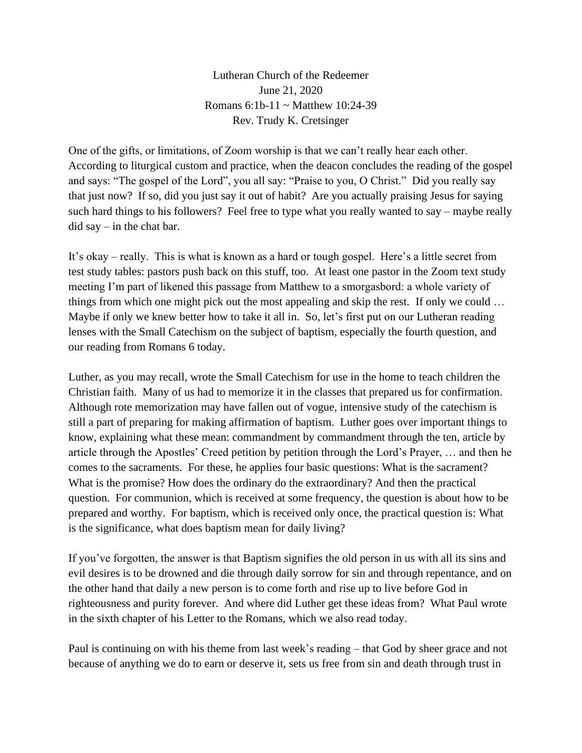Lutheran Church of the Redeemer
June 21, 2020
Romans 6:1b-11 ~ Matthew 10:24-39
Rev. Trudy K. Cretsinger

One of the gifts, or limitations, of Zoom worship is that we can't really hear each other. According to liturgical custom and practice, when the deacon concludes the reading of the gospel and says: "The gospel of the Lord", you all say: "Praise to you, O Christ." Did you really say that just now? If so, did you just say it out of habit? Are you actually praising Jesus for saying such hard things to his followers? Feel free to type what you really wanted to say – maybe really did say – in the chat bar.

It's okay – really. This is what is known as a hard or tough gospel. Here's a little secret from test study tables: pastors push back on this stuff, too. At least one pastor in the Zoom text study meeting I'm part of likened this passage from Matthew to a smorgasbord: a whole variety of things from which one might pick out the most appealing and skip the rest. If only we could … Maybe if only we knew better how to take it all in. So, let's first put on our Lutheran reading lenses with the Small Catechism on the subject of baptism, especially the fourth question, and our reading from Romans 6 today.

Luther, as you may recall, wrote the Small Catechism for use in the home to teach children the Christian faith. Many of us had to memorize it in the classes that prepared us for confirmation. Although rote memorization may have fallen out of vogue, intensive study of the catechism is still a part of preparing for making affirmation of baptism. Luther goes over important things to know, explaining what these mean: commandment by commandment through the ten, article by article through the Apostles' Creed petition by petition through the Lord's Prayer, … and then he comes to the sacraments. For these, he applies four basic questions: What is the sacrament? What is the promise? How does the ordinary do the extraordinary? And then the practical question. For communion, which is received at some frequency, the question is about how to be prepared and worthy. For baptism, which is received only once, the practical question is: What is the significance, what does baptism mean for daily living?

If you've forgotten, the answer is that Baptism signifies the old person in us with all its sins and evil desires is to be drowned and die through daily sorrow for sin and through repentance, and on the other hand that daily a new person is to come forth and rise up to live before God in righteousness and purity forever. And where did Luther get these ideas from? What Paul wrote in the sixth chapter of his Letter to the Romans, which we also read today.

Paul is continuing on with his theme from last week's reading – that God by sheer grace and not because of anything we do to earn or deserve it, sets us free from sin and death through trust in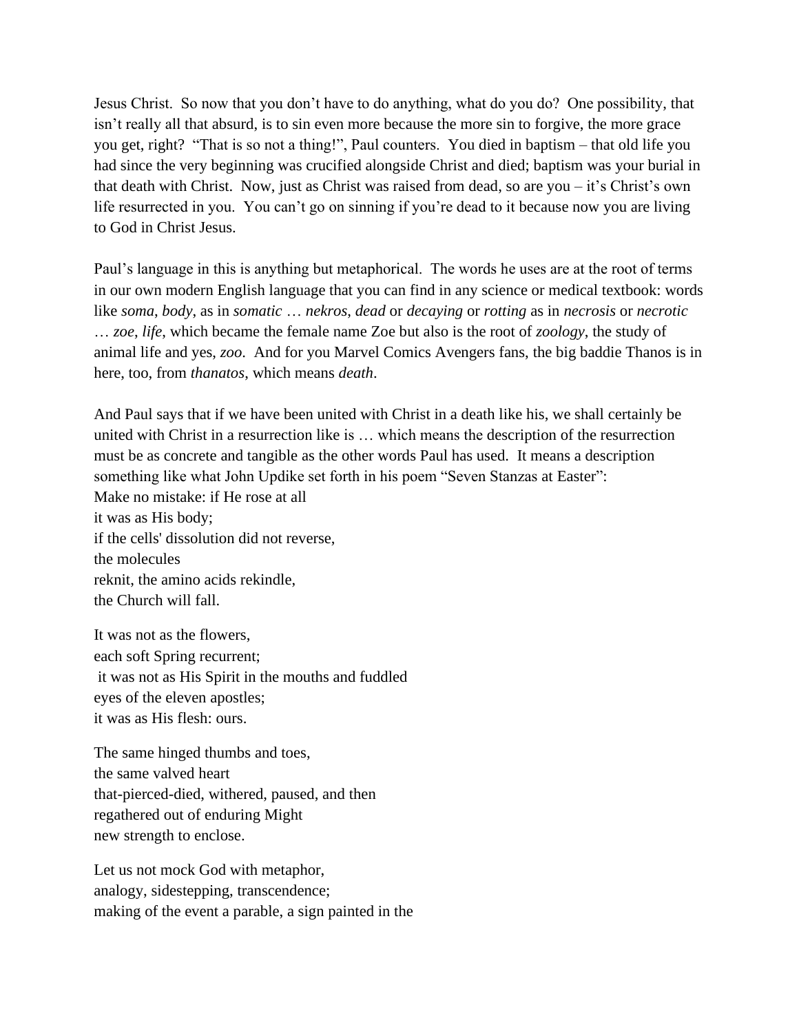Jesus Christ. So now that you don't have to do anything, what do you do? One possibility, that isn't really all that absurd, is to sin even more because the more sin to forgive, the more grace you get, right? "That is so not a thing!", Paul counters. You died in baptism – that old life you had since the very beginning was crucified alongside Christ and died; baptism was your burial in that death with Christ. Now, just as Christ was raised from dead, so are you – it's Christ's own life resurrected in you. You can't go on sinning if you're dead to it because now you are living to God in Christ Jesus.

Paul's language in this is anything but metaphorical. The words he uses are at the root of terms in our own modern English language that you can find in any science or medical textbook: words like *soma*, *body*, as in *somatic* … *nekros*, *dead* or *decaying* or *rotting* as in *necrosis* or *necrotic* … *zoe*, *life*, which became the female name Zoe but also is the root of *zoology*, the study of animal life and yes, *zoo*. And for you Marvel Comics Avengers fans, the big baddie Thanos is in here, too, from *thanatos*, which means *death*.

And Paul says that if we have been united with Christ in a death like his, we shall certainly be united with Christ in a resurrection like is … which means the description of the resurrection must be as concrete and tangible as the other words Paul has used. It means a description something like what John Updike set forth in his poem "Seven Stanzas at Easter":

Make no mistake: if He rose at all
it was as His body;
if the cells' dissolution did not reverse,
the molecules
reknit, the amino acids rekindle,
the Church will fall.

It was not as the flowers,
each soft Spring recurrent;
it was not as His Spirit in the mouths and fuddled
eyes of the eleven apostles;
it was as His flesh: ours.

The same hinged thumbs and toes,
the same valved heart
that-pierced-died, withered, paused, and then
regathered out of enduring Might
new strength to enclose.

Let us not mock God with metaphor,
analogy, sidestepping, transcendence;
making of the event a parable, a sign painted in the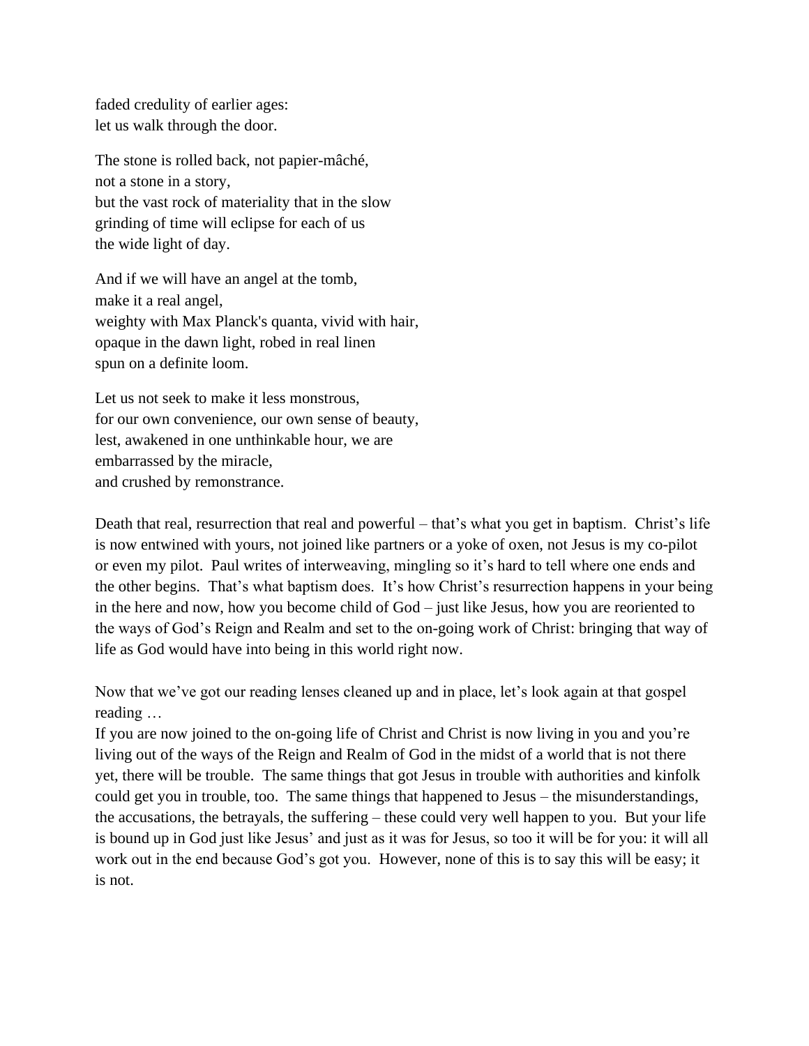faded credulity of earlier ages:  
let us walk through the door.

The stone is rolled back, not papier-mâché,  
not a stone in a story,  
but the vast rock of materiality that in the slow  
grinding of time will eclipse for each of us  
the wide light of day.

And if we will have an angel at the tomb,  
make it a real angel,  
weighty with Max Planck's quanta, vivid with hair,  
opaque in the dawn light, robed in real linen  
spun on a definite loom.

Let us not seek to make it less monstrous,  
for our own convenience, our own sense of beauty,  
lest, awakened in one unthinkable hour, we are  
embarrassed by the miracle,  
and crushed by remonstrance.

Death that real, resurrection that real and powerful – that's what you get in baptism. Christ's life is now entwined with yours, not joined like partners or a yoke of oxen, not Jesus is my co-pilot or even my pilot. Paul writes of interweaving, mingling so it's hard to tell where one ends and the other begins. That's what baptism does. It's how Christ's resurrection happens in your being in the here and now, how you become child of God – just like Jesus, how you are reoriented to the ways of God's Reign and Realm and set to the on-going work of Christ: bringing that way of life as God would have into being in this world right now.

Now that we've got our reading lenses cleaned up and in place, let's look again at that gospel reading …

If you are now joined to the on-going life of Christ and Christ is now living in you and you're living out of the ways of the Reign and Realm of God in the midst of a world that is not there yet, there will be trouble. The same things that got Jesus in trouble with authorities and kinfolk could get you in trouble, too. The same things that happened to Jesus – the misunderstandings, the accusations, the betrayals, the suffering – these could very well happen to you. But your life is bound up in God just like Jesus' and just as it was for Jesus, so too it will be for you: it will all work out in the end because God's got you. However, none of this is to say this will be easy; it is not.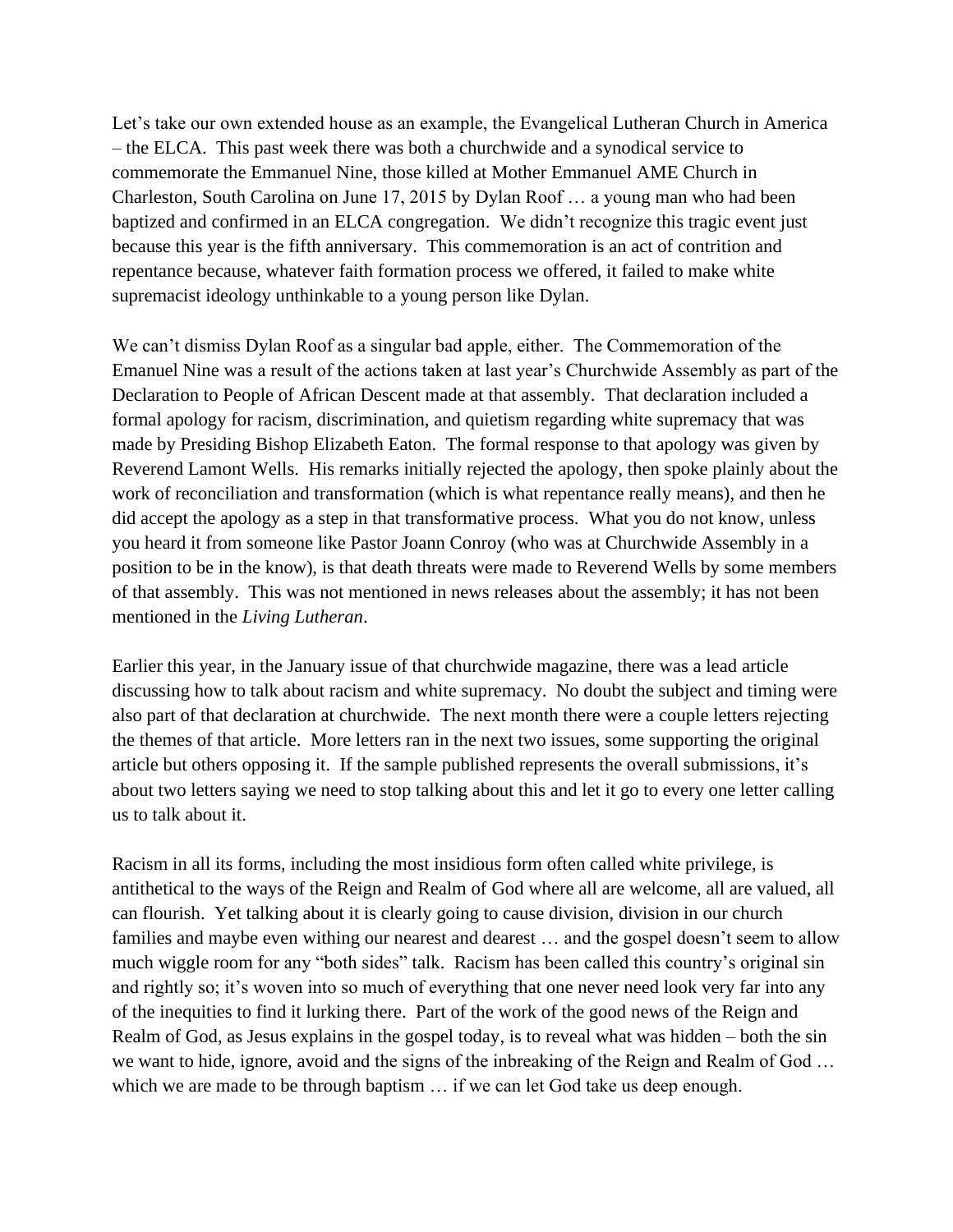Let's take our own extended house as an example, the Evangelical Lutheran Church in America – the ELCA. This past week there was both a churchwide and a synodical service to commemorate the Emmanuel Nine, those killed at Mother Emmanuel AME Church in Charleston, South Carolina on June 17, 2015 by Dylan Roof … a young man who had been baptized and confirmed in an ELCA congregation. We didn't recognize this tragic event just because this year is the fifth anniversary. This commemoration is an act of contrition and repentance because, whatever faith formation process we offered, it failed to make white supremacist ideology unthinkable to a young person like Dylan.

We can't dismiss Dylan Roof as a singular bad apple, either. The Commemoration of the Emanuel Nine was a result of the actions taken at last year's Churchwide Assembly as part of the Declaration to People of African Descent made at that assembly. That declaration included a formal apology for racism, discrimination, and quietism regarding white supremacy that was made by Presiding Bishop Elizabeth Eaton. The formal response to that apology was given by Reverend Lamont Wells. His remarks initially rejected the apology, then spoke plainly about the work of reconciliation and transformation (which is what repentance really means), and then he did accept the apology as a step in that transformative process. What you do not know, unless you heard it from someone like Pastor Joann Conroy (who was at Churchwide Assembly in a position to be in the know), is that death threats were made to Reverend Wells by some members of that assembly. This was not mentioned in news releases about the assembly; it has not been mentioned in the *Living Lutheran*.

Earlier this year, in the January issue of that churchwide magazine, there was a lead article discussing how to talk about racism and white supremacy. No doubt the subject and timing were also part of that declaration at churchwide. The next month there were a couple letters rejecting the themes of that article. More letters ran in the next two issues, some supporting the original article but others opposing it. If the sample published represents the overall submissions, it's about two letters saying we need to stop talking about this and let it go to every one letter calling us to talk about it.

Racism in all its forms, including the most insidious form often called white privilege, is antithetical to the ways of the Reign and Realm of God where all are welcome, all are valued, all can flourish. Yet talking about it is clearly going to cause division, division in our church families and maybe even withing our nearest and dearest … and the gospel doesn't seem to allow much wiggle room for any "both sides" talk. Racism has been called this country's original sin and rightly so; it's woven into so much of everything that one never need look very far into any of the inequities to find it lurking there. Part of the work of the good news of the Reign and Realm of God, as Jesus explains in the gospel today, is to reveal what was hidden – both the sin we want to hide, ignore, avoid and the signs of the inbreaking of the Reign and Realm of God … which we are made to be through baptism … if we can let God take us deep enough.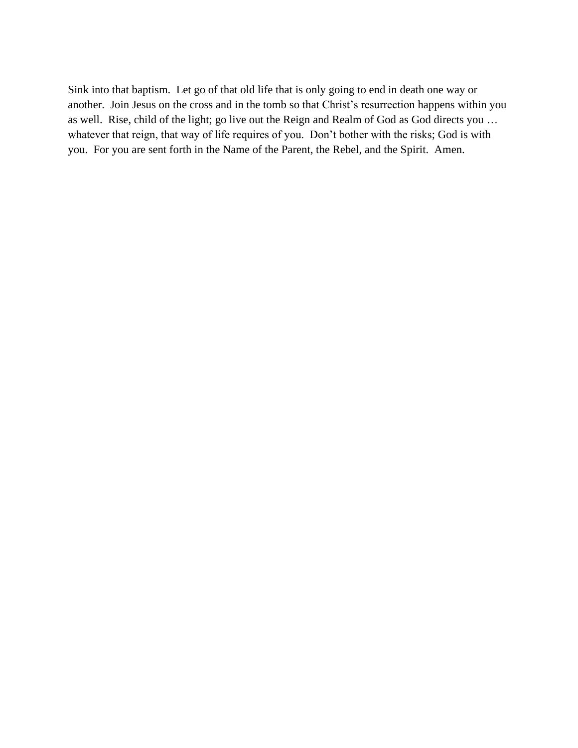Sink into that baptism.  Let go of that old life that is only going to end in death one way or another.  Join Jesus on the cross and in the tomb so that Christ's resurrection happens within you as well.  Rise, child of the light; go live out the Reign and Realm of God as God directs you … whatever that reign, that way of life requires of you.  Don't bother with the risks; God is with you.  For you are sent forth in the Name of the Parent, the Rebel, and the Spirit.  Amen.